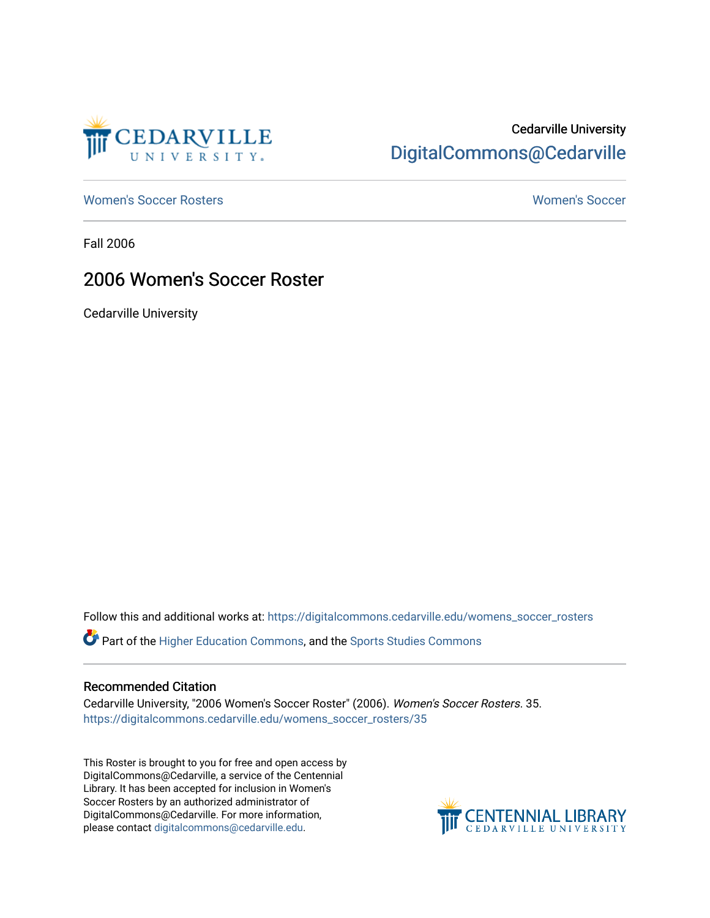Cedarville University

DigitalCommons@Cedarville

Women's Soccer Rosters

Women's Soccer

Fall 2006

# 2006 Women's Soccer Roster

Cedarville University

Follow this and additional works at: https://digitalcommons.cedarville.edu/womens_soccer_rosters

Part of the Higher Education Commons, and the Sports Studies Commons

## Recommended Citation

Cedarville University, "2006 Women's Soccer Roster" (2006). *Women's Soccer Rosters*. 35.
https://digitalcommons.cedarville.edu/womens_soccer_rosters/35

This Roster is brought to you for free and open access by DigitalCommons@Cedarville, a service of the Centennial Library. It has been accepted for inclusion in Women's Soccer Rosters by an authorized administrator of DigitalCommons@Cedarville. For more information, please contact digitalcommons@cedarville.edu.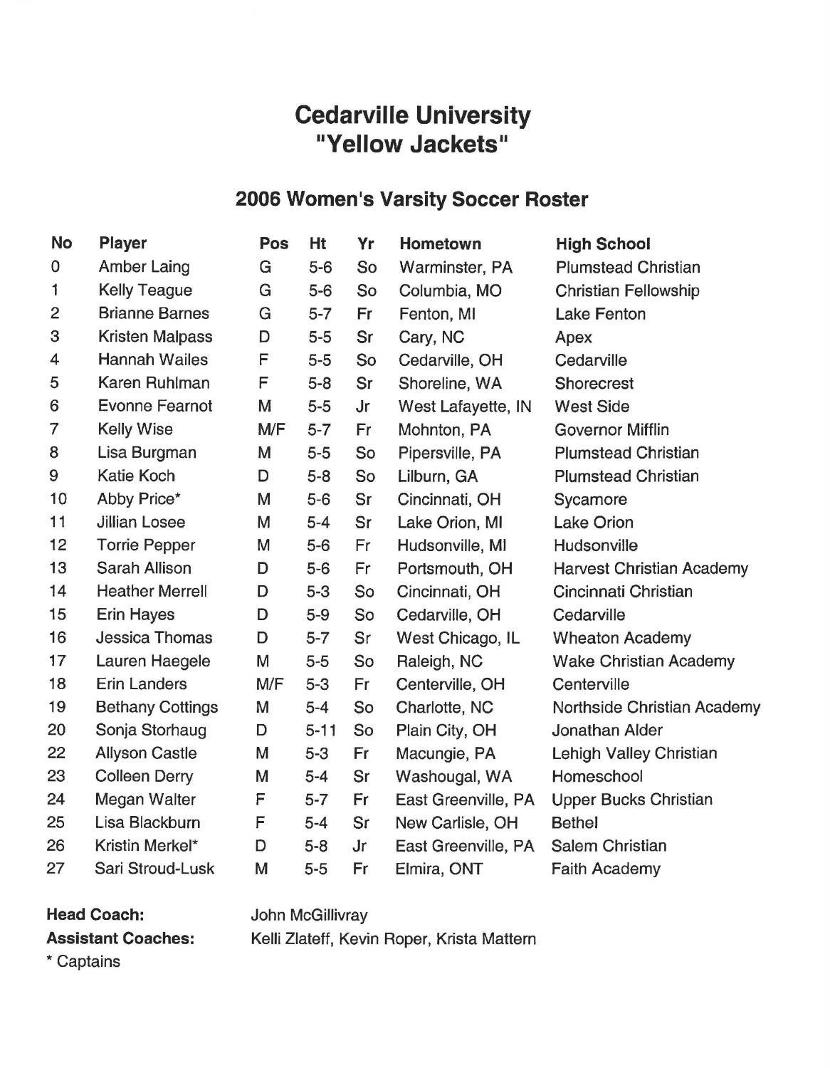# Cedarville University "Yellow Jackets"

## 2006 Women's Varsity Soccer Roster

| No | Player | Pos | Ht | Yr | Hometown | High School |
|---|---|---|---|---|---|---|
| 0 | Amber Laing | G | 5-6 | So | Warminster, PA | Plumstead Christian |
| 1 | Kelly Teague | G | 5-6 | So | Columbia, MO | Christian Fellowship |
| 2 | Brianne Barnes | G | 5-7 | Fr | Fenton, MI | Lake Fenton |
| 3 | Kristen Malpass | D | 5-5 | Sr | Cary, NC | Apex |
| 4 | Hannah Wailes | F | 5-5 | So | Cedarville, OH | Cedarville |
| 5 | Karen Ruhlman | F | 5-8 | Sr | Shoreline, WA | Shorecrest |
| 6 | Evonne Fearnot | M | 5-5 | Jr | West Lafayette, IN | West Side |
| 7 | Kelly Wise | M/F | 5-7 | Fr | Mohnton, PA | Governor Mifflin |
| 8 | Lisa Burgman | M | 5-5 | So | Pipersville, PA | Plumstead Christian |
| 9 | Katie Koch | D | 5-8 | So | Lilburn, GA | Plumstead Christian |
| 10 | Abby Price* | M | 5-6 | Sr | Cincinnati, OH | Sycamore |
| 11 | Jillian Losee | M | 5-4 | Sr | Lake Orion, MI | Lake Orion |
| 12 | Torrie Pepper | M | 5-6 | Fr | Hudsonville, MI | Hudsonville |
| 13 | Sarah Allison | D | 5-6 | Fr | Portsmouth, OH | Harvest Christian Academy |
| 14 | Heather Merrell | D | 5-3 | So | Cincinnati, OH | Cincinnati Christian |
| 15 | Erin Hayes | D | 5-9 | So | Cedarville, OH | Cedarville |
| 16 | Jessica Thomas | D | 5-7 | Sr | West Chicago, IL | Wheaton Academy |
| 17 | Lauren Haegele | M | 5-5 | So | Raleigh, NC | Wake Christian Academy |
| 18 | Erin Landers | M/F | 5-3 | Fr | Centerville, OH | Centerville |
| 19 | Bethany Cottings | M | 5-4 | So | Charlotte, NC | Northside Christian Academy |
| 20 | Sonja Storhaug | D | 5-11 | So | Plain City, OH | Jonathan Alder |
| 22 | Allyson Castle | M | 5-3 | Fr | Macungie, PA | Lehigh Valley Christian |
| 23 | Colleen Derry | M | 5-4 | Sr | Washougal, WA | Homeschool |
| 24 | Megan Walter | F | 5-7 | Fr | East Greenville, PA | Upper Bucks Christian |
| 25 | Lisa Blackburn | F | 5-4 | Sr | New Carlisle, OH | Bethel |
| 26 | Kristin Merkel* | D | 5-8 | Jr | East Greenville, PA | Salem Christian |
| 27 | Sari Stroud-Lusk | M | 5-5 | Fr | Elmira, ONT | Faith Academy |

**Head Coach:** John McGillivray

**Assistant Coaches:** Kelli Zlateff, Kevin Roper, Krista Mattern

* Captains